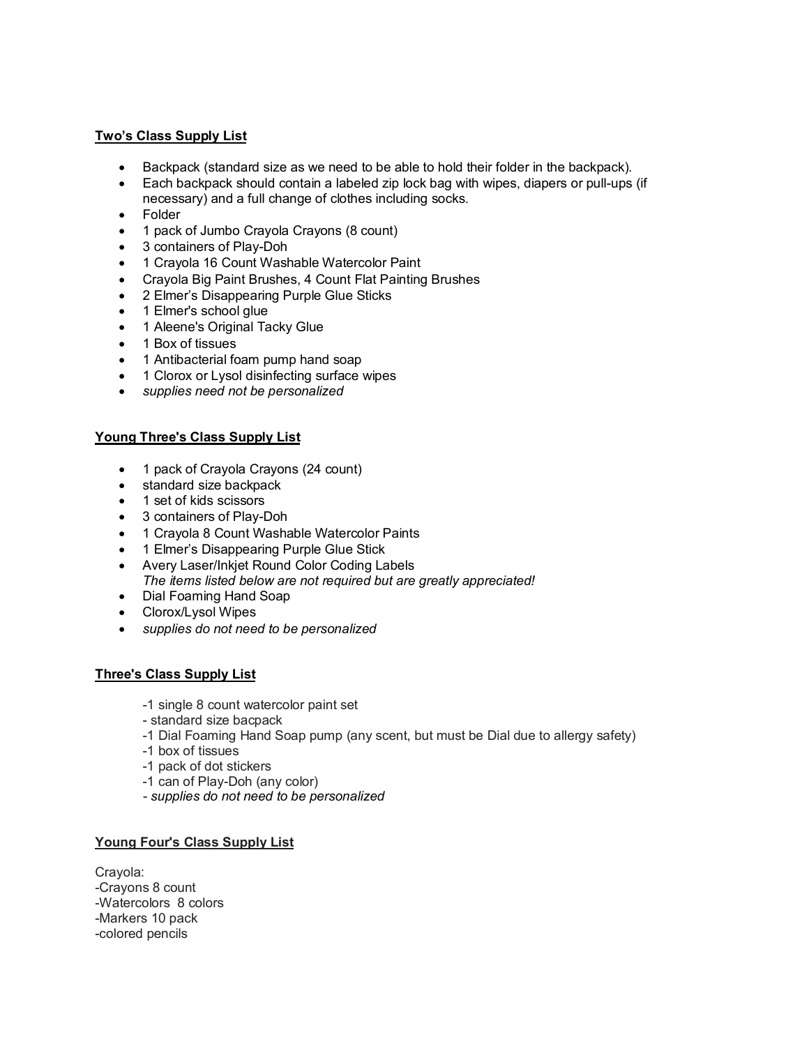**Two's Class Supply List**

- Backpack (standard size as we need to be able to hold their folder in the backpack).
- Each backpack should contain a labeled zip lock bag with wipes, diapers or pull-ups (if necessary) and a full change of clothes including socks.
- Folder
- 1 pack of Jumbo Crayola Crayons (8 count)
- 3 containers of Play-Doh
- 1 Crayola 16 Count Washable Watercolor Paint
- Crayola Big Paint Brushes, 4 Count Flat Painting Brushes
- 2 Elmer's Disappearing Purple Glue Sticks
- 1 Elmer's school glue
- 1 Aleene's Original Tacky Glue
- 1 Box of tissues
- 1 Antibacterial foam pump hand soap
- 1 Clorox or Lysol disinfecting surface wipes
- *supplies need not be personalized*

**Young Three's Class Supply List**

- 1 pack of Crayola Crayons (24 count)
- standard size backpack
- 1 set of kids scissors
- 3 containers of Play-Doh
- 1 Crayola 8 Count Washable Watercolor Paints
- 1 Elmer's Disappearing Purple Glue Stick
- Avery Laser/Inkjet Round Color Coding Labels
  *The items listed below are not required but are greatly appreciated!*
- Dial Foaming Hand Soap
- Clorox/Lysol Wipes
- *supplies do not need to be personalized*

**Three's Class Supply List**

-1 single 8 count watercolor paint set
- standard size bacpack
-1 Dial Foaming Hand Soap pump (any scent, but must be Dial due to allergy safety)
-1 box of tissues
-1 pack of dot stickers
-1 can of Play-Doh (any color)
*- supplies do not need to be personalized*

**Young Four's Class Supply List**

Crayola:
-Crayons 8 count
-Watercolors 8 colors
-Markers 10 pack
-colored pencils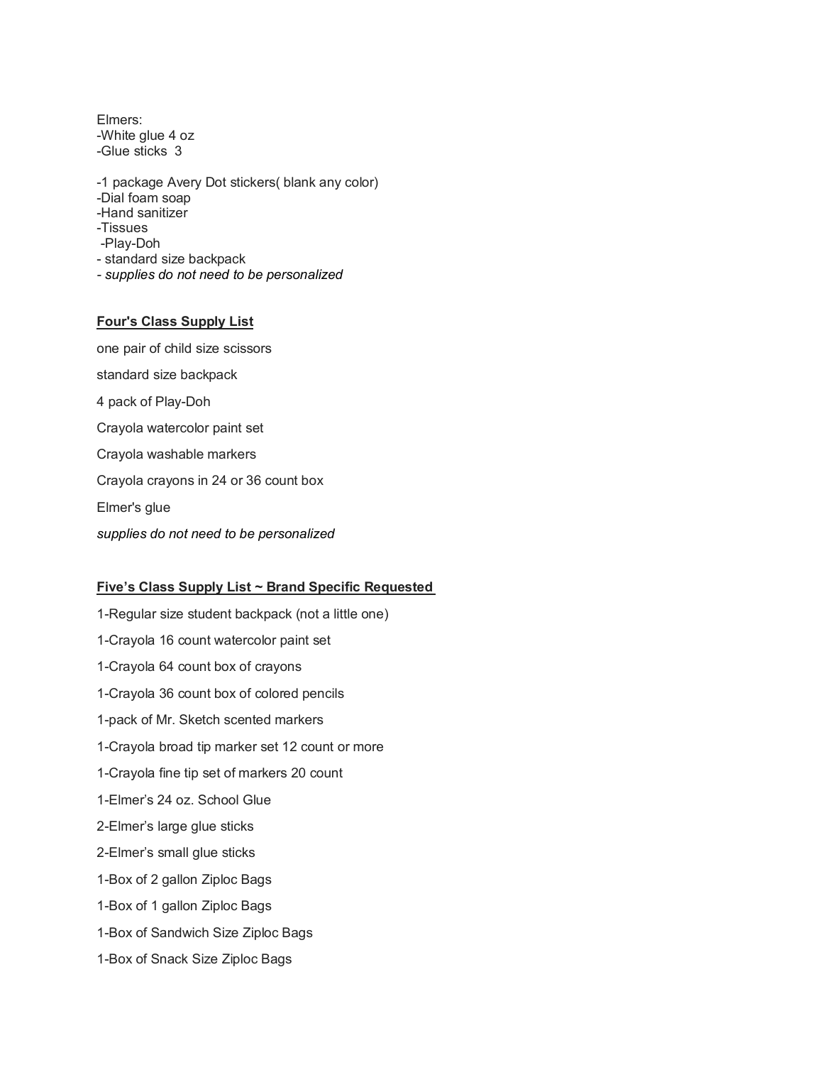Elmers:
-White glue 4 oz
-Glue sticks 3

-1 package Avery Dot stickers( blank any color)
-Dial foam soap
-Hand sanitizer
-Tissues
-Play-Doh
- standard size backpack
- *supplies do not need to be personalized*

**Four's Class Supply List**

one pair of child size scissors

standard size backpack

4 pack of Play-Doh

Crayola watercolor paint set

Crayola washable markers

Crayola crayons in 24 or 36 count box

Elmer's glue

*supplies do not need to be personalized*

**Five's Class Supply List ~ Brand Specific Requested**

1-Regular size student backpack (not a little one)

1-Crayola 16 count watercolor paint set

1-Crayola 64 count box of crayons

1-Crayola 36 count box of colored pencils

1-pack of Mr. Sketch scented markers

1-Crayola broad tip marker set 12 count or more

1-Crayola fine tip set of markers 20 count

1-Elmer's 24 oz. School Glue

2-Elmer's large glue sticks

2-Elmer's small glue sticks

1-Box of 2 gallon Ziploc Bags

1-Box of 1 gallon Ziploc Bags

1-Box of Sandwich Size Ziploc Bags

1-Box of Snack Size Ziploc Bags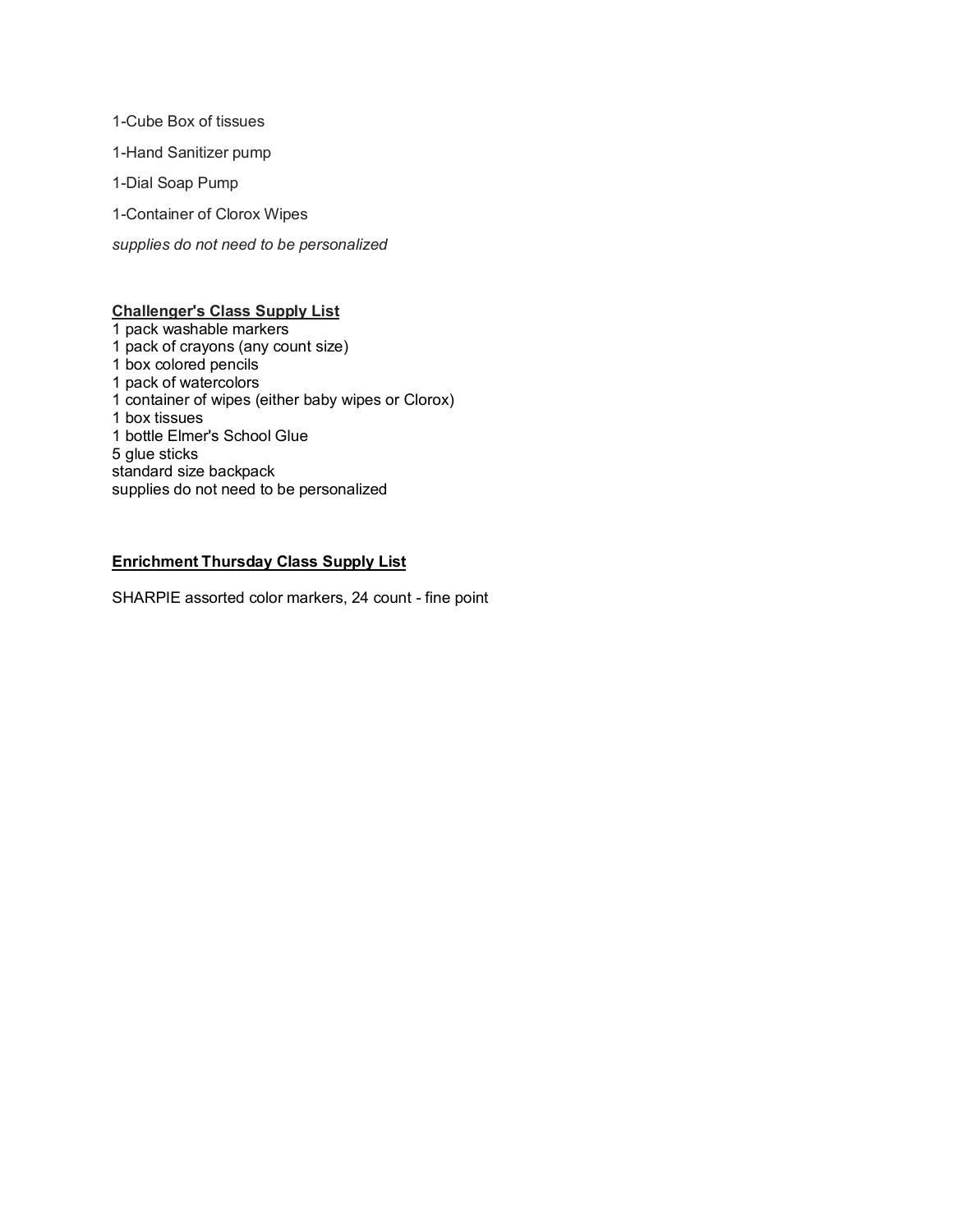1-Cube Box of tissues

1-Hand Sanitizer pump

1-Dial Soap Pump

1-Container of Clorox Wipes

*supplies do not need to be personalized*

**Challenger's Class Supply List**

1 pack washable markers
1 pack of crayons (any count size)
1 box colored pencils
1 pack of watercolors
1 container of wipes (either baby wipes or Clorox)
1 box tissues
1 bottle Elmer's School Glue
5 glue sticks
standard size backpack
supplies do not need to be personalized

**Enrichment Thursday Class Supply List**

SHARPIE assorted color markers, 24 count - fine point